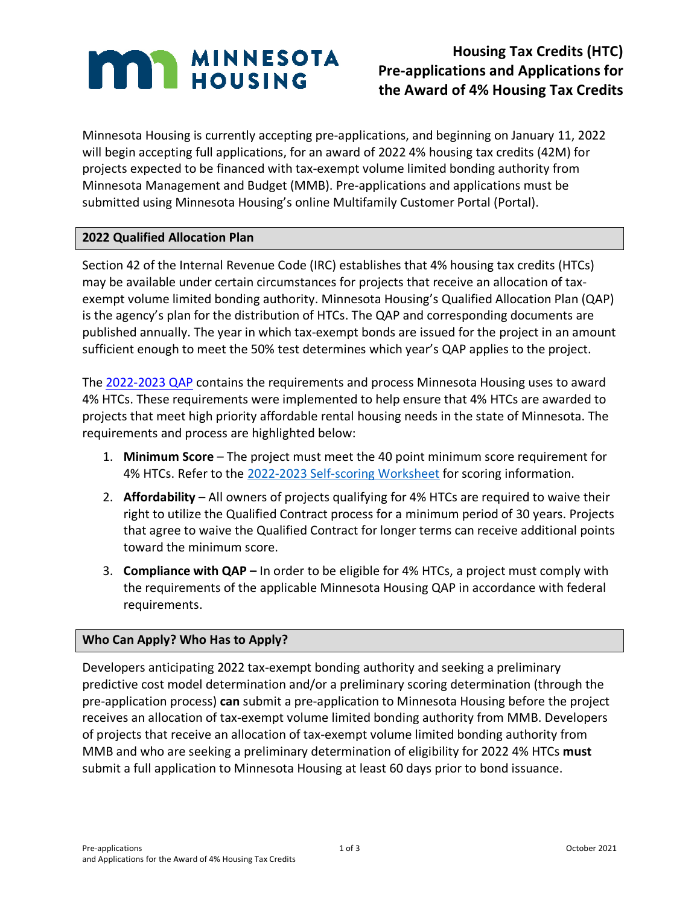MINNESOTA HOUSING

# Housing Tax Credits (HTC) Pre-applications and Applications for the Award of 4% Housing Tax Credits

Minnesota Housing is currently accepting pre-applications, and beginning on January 11, 2022 will begin accepting full applications, for an award of 2022 4% housing tax credits (42M) for projects expected to be financed with tax-exempt volume limited bonding authority from Minnesota Management and Budget (MMB). Pre-applications and applications must be submitted using Minnesota Housing's online Multifamily Customer Portal (Portal).

## 2022 Qualified Allocation Plan

Section 42 of the Internal Revenue Code (IRC) establishes that 4% housing tax credits (HTCs) may be available under certain circumstances for projects that receive an allocation of tax-exempt volume limited bonding authority. Minnesota Housing's Qualified Allocation Plan (QAP) is the agency's plan for the distribution of HTCs. The QAP and corresponding documents are published annually. The year in which tax-exempt bonds are issued for the project in an amount sufficient enough to meet the 50% test determines which year's QAP applies to the project.

The 2022-2023 QAP contains the requirements and process Minnesota Housing uses to award 4% HTCs. These requirements were implemented to help ensure that 4% HTCs are awarded to projects that meet high priority affordable rental housing needs in the state of Minnesota. The requirements and process are highlighted below:

1. **Minimum Score** – The project must meet the 40 point minimum score requirement for 4% HTCs. Refer to the 2022-2023 Self-scoring Worksheet for scoring information.
2. **Affordability** – All owners of projects qualifying for 4% HTCs are required to waive their right to utilize the Qualified Contract process for a minimum period of 30 years. Projects that agree to waive the Qualified Contract for longer terms can receive additional points toward the minimum score.
3. **Compliance with QAP –** In order to be eligible for 4% HTCs, a project must comply with the requirements of the applicable Minnesota Housing QAP in accordance with federal requirements.

## Who Can Apply? Who Has to Apply?

Developers anticipating 2022 tax-exempt bonding authority and seeking a preliminary predictive cost model determination and/or a preliminary scoring determination (through the pre-application process) **can** submit a pre-application to Minnesota Housing before the project receives an allocation of tax-exempt volume limited bonding authority from MMB. Developers of projects that receive an allocation of tax-exempt volume limited bonding authority from MMB and who are seeking a preliminary determination of eligibility for 2022 4% HTCs **must** submit a full application to Minnesota Housing at least 60 days prior to bond issuance.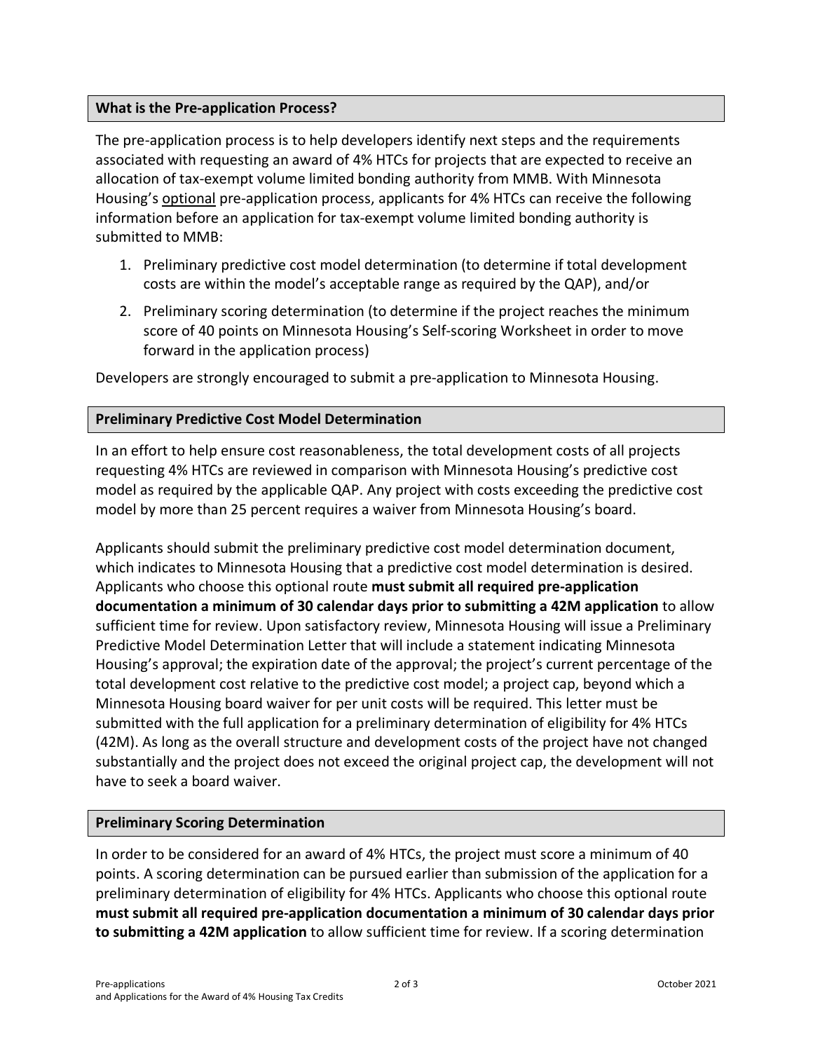## What is the Pre-application Process?

The pre-application process is to help developers identify next steps and the requirements associated with requesting an award of 4% HTCs for projects that are expected to receive an allocation of tax-exempt volume limited bonding authority from MMB. With Minnesota Housing's optional pre-application process, applicants for 4% HTCs can receive the following information before an application for tax-exempt volume limited bonding authority is submitted to MMB:

1. Preliminary predictive cost model determination (to determine if total development costs are within the model's acceptable range as required by the QAP), and/or
2. Preliminary scoring determination (to determine if the project reaches the minimum score of 40 points on Minnesota Housing's Self-scoring Worksheet in order to move forward in the application process)

Developers are strongly encouraged to submit a pre-application to Minnesota Housing.

## Preliminary Predictive Cost Model Determination

In an effort to help ensure cost reasonableness, the total development costs of all projects requesting 4% HTCs are reviewed in comparison with Minnesota Housing's predictive cost model as required by the applicable QAP. Any project with costs exceeding the predictive cost model by more than 25 percent requires a waiver from Minnesota Housing's board.

Applicants should submit the preliminary predictive cost model determination document, which indicates to Minnesota Housing that a predictive cost model determination is desired. Applicants who choose this optional route **must submit all required pre-application documentation a minimum of 30 calendar days prior to submitting a 42M application** to allow sufficient time for review. Upon satisfactory review, Minnesota Housing will issue a Preliminary Predictive Model Determination Letter that will include a statement indicating Minnesota Housing's approval; the expiration date of the approval; the project's current percentage of the total development cost relative to the predictive cost model; a project cap, beyond which a Minnesota Housing board waiver for per unit costs will be required. This letter must be submitted with the full application for a preliminary determination of eligibility for 4% HTCs (42M). As long as the overall structure and development costs of the project have not changed substantially and the project does not exceed the original project cap, the development will not have to seek a board waiver.

## Preliminary Scoring Determination

In order to be considered for an award of 4% HTCs, the project must score a minimum of 40 points. A scoring determination can be pursued earlier than submission of the application for a preliminary determination of eligibility for 4% HTCs. Applicants who choose this optional route **must submit all required pre-application documentation a minimum of 30 calendar days prior to submitting a 42M application** to allow sufficient time for review. If a scoring determination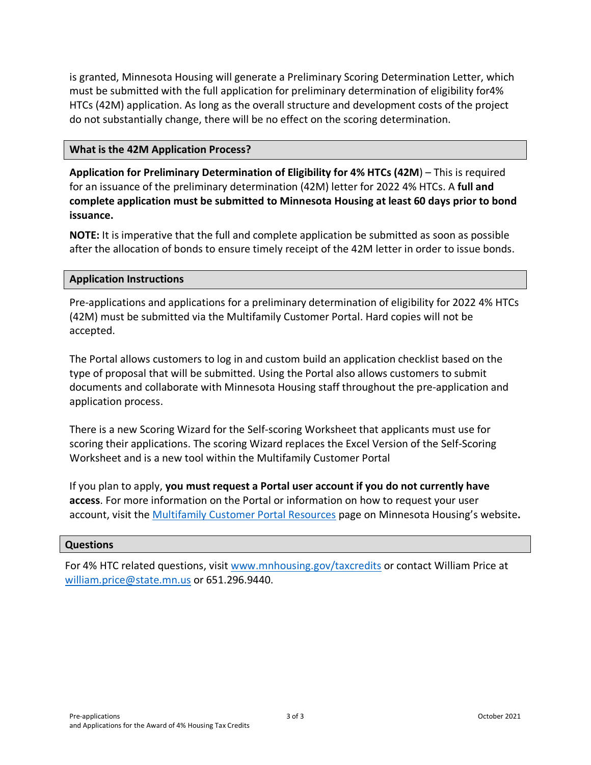is granted, Minnesota Housing will generate a Preliminary Scoring Determination Letter, which must be submitted with the full application for preliminary determination of eligibility for4% HTCs (42M) application. As long as the overall structure and development costs of the project do not substantially change, there will be no effect on the scoring determination.

## What is the 42M Application Process?

**Application for Preliminary Determination of Eligibility for 4% HTCs (42M**) – This is required for an issuance of the preliminary determination (42M) letter for 2022 4% HTCs. A **full and complete application must be submitted to Minnesota Housing at least 60 days prior to bond issuance.**

**NOTE:** It is imperative that the full and complete application be submitted as soon as possible after the allocation of bonds to ensure timely receipt of the 42M letter in order to issue bonds.

## Application Instructions

Pre-applications and applications for a preliminary determination of eligibility for 2022 4% HTCs (42M) must be submitted via the Multifamily Customer Portal. Hard copies will not be accepted.

The Portal allows customers to log in and custom build an application checklist based on the type of proposal that will be submitted. Using the Portal also allows customers to submit documents and collaborate with Minnesota Housing staff throughout the pre-application and application process.

There is a new Scoring Wizard for the Self-scoring Worksheet that applicants must use for scoring their applications. The scoring Wizard replaces the Excel Version of the Self-Scoring Worksheet and is a new tool within the Multifamily Customer Portal

If you plan to apply, **you must request a Portal user account if you do not currently have access**. For more information on the Portal or information on how to request your user account, visit the [Multifamily Customer Portal Resources](#) page on Minnesota Housing's website**.**

## Questions

For 4% HTC related questions, visit [www.mnhousing.gov/taxcredits](http://www.mnhousing.gov/taxcredits) or contact William Price at [william.price@state.mn.us](mailto:william.price@state.mn.us) or 651.296.9440.